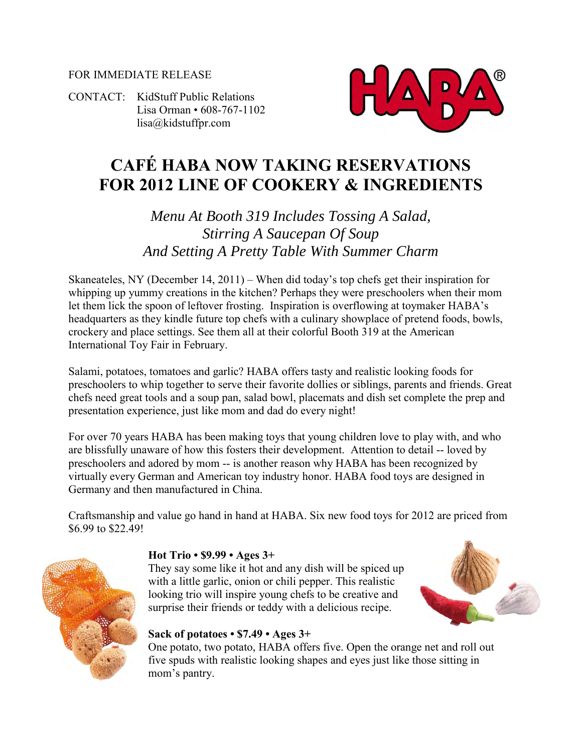FOR IMMEDIATE RELEASE

CONTACT: KidStuff Public Relations
Lisa Orman • 608-767-1102
lisa@kidstuffpr.com

# CAFÉ HABA NOW TAKING RESERVATIONS FOR 2012 LINE OF COOKERY & INGREDIENTS

*Menu At Booth 319 Includes Tossing A Salad, Stirring A Saucepan Of Soup And Setting A Pretty Table With Summer Charm*

Skaneateles, NY (December 14, 2011) – When did today's top chefs get their inspiration for whipping up yummy creations in the kitchen? Perhaps they were preschoolers when their mom let them lick the spoon of leftover frosting. Inspiration is overflowing at toymaker HABA's headquarters as they kindle future top chefs with a culinary showplace of pretend foods, bowls, crockery and place settings. See them all at their colorful Booth 319 at the American International Toy Fair in February.

Salami, potatoes, tomatoes and garlic? HABA offers tasty and realistic looking foods for preschoolers to whip together to serve their favorite dollies or siblings, parents and friends. Great chefs need great tools and a soup pan, salad bowl, placemats and dish set complete the prep and presentation experience, just like mom and dad do every night!

For over 70 years HABA has been making toys that young children love to play with, and who are blissfully unaware of how this fosters their development. Attention to detail -- loved by preschoolers and adored by mom -- is another reason why HABA has been recognized by virtually every German and American toy industry honor. HABA food toys are designed in Germany and then manufactured in China.

Craftsmanship and value go hand in hand at HABA. Six new food toys for 2012 are priced from $6.99 to $22.49!

**Hot Trio • $9.99 • Ages 3+**
They say some like it hot and any dish will be spiced up with a little garlic, onion or chili pepper. This realistic looking trio will inspire young chefs to be creative and surprise their friends or teddy with a delicious recipe.

**Sack of potatoes • $7.49 • Ages 3+**
One potato, two potato, HABA offers five. Open the orange net and roll out five spuds with realistic looking shapes and eyes just like those sitting in mom's pantry.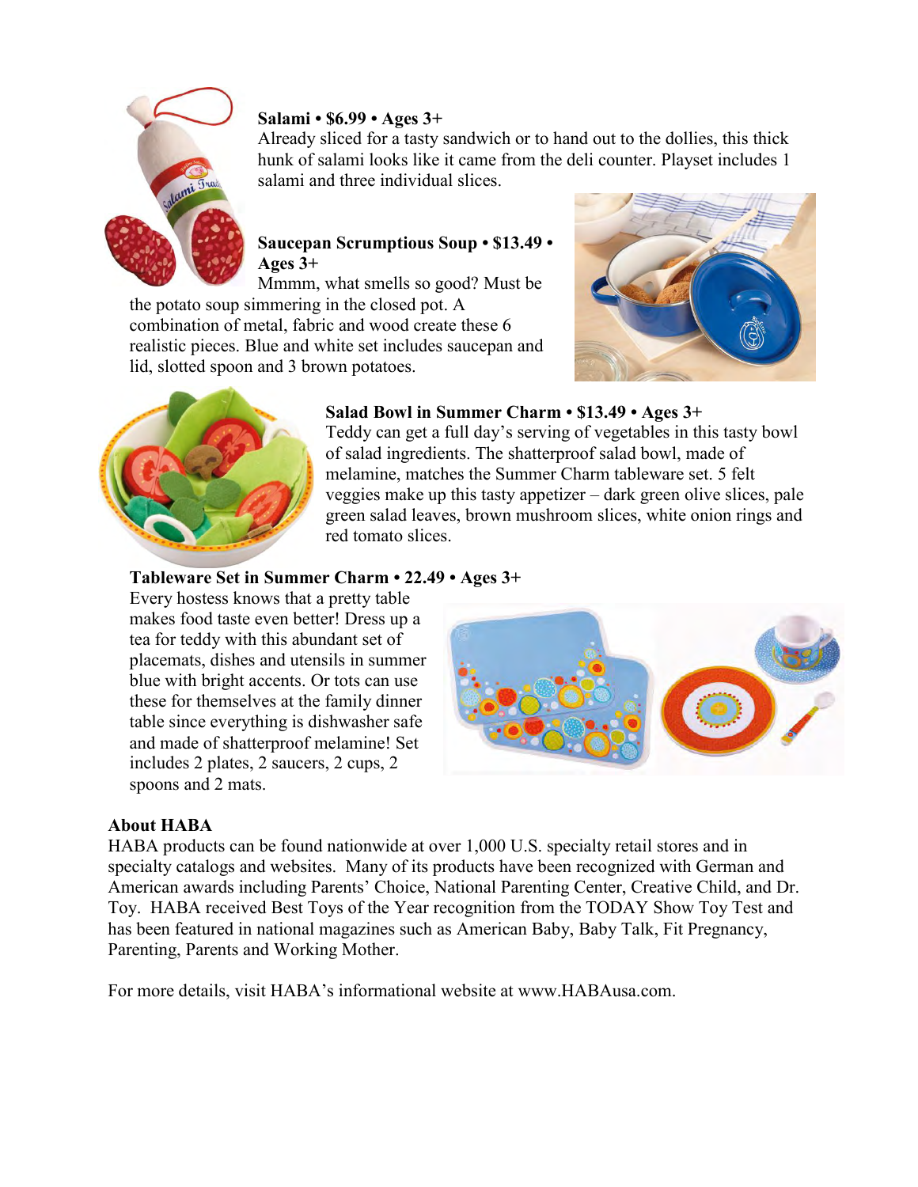**Salami • $6.99 • Ages 3+**
Already sliced for a tasty sandwich or to hand out to the dollies, this thick hunk of salami looks like it came from the deli counter. Playset includes 1 salami and three individual slices.

**Saucepan Scrumptious Soup • $13.49 • Ages 3+**
Mmmm, what smells so good? Must be the potato soup simmering in the closed pot. A combination of metal, fabric and wood create these 6 realistic pieces. Blue and white set includes saucepan and lid, slotted spoon and 3 brown potatoes.

**Salad Bowl in Summer Charm • $13.49 • Ages 3+**
Teddy can get a full day's serving of vegetables in this tasty bowl of salad ingredients. The shatterproof salad bowl, made of melamine, matches the Summer Charm tableware set. 5 felt veggies make up this tasty appetizer – dark green olive slices, pale green salad leaves, brown mushroom slices, white onion rings and red tomato slices.

**Tableware Set in Summer Charm • 22.49 • Ages 3+**
Every hostess knows that a pretty table makes food taste even better! Dress up a tea for teddy with this abundant set of placemats, dishes and utensils in summer blue with bright accents. Or tots can use these for themselves at the family dinner table since everything is dishwasher safe and made of shatterproof melamine! Set includes 2 plates, 2 saucers, 2 cups, 2 spoons and 2 mats.

**About HABA**
HABA products can be found nationwide at over 1,000 U.S. specialty retail stores and in specialty catalogs and websites. Many of its products have been recognized with German and American awards including Parents' Choice, National Parenting Center, Creative Child, and Dr. Toy. HABA received Best Toys of the Year recognition from the TODAY Show Toy Test and has been featured in national magazines such as American Baby, Baby Talk, Fit Pregnancy, Parenting, Parents and Working Mother.

For more details, visit HABA's informational website at www.HABAusa.com.